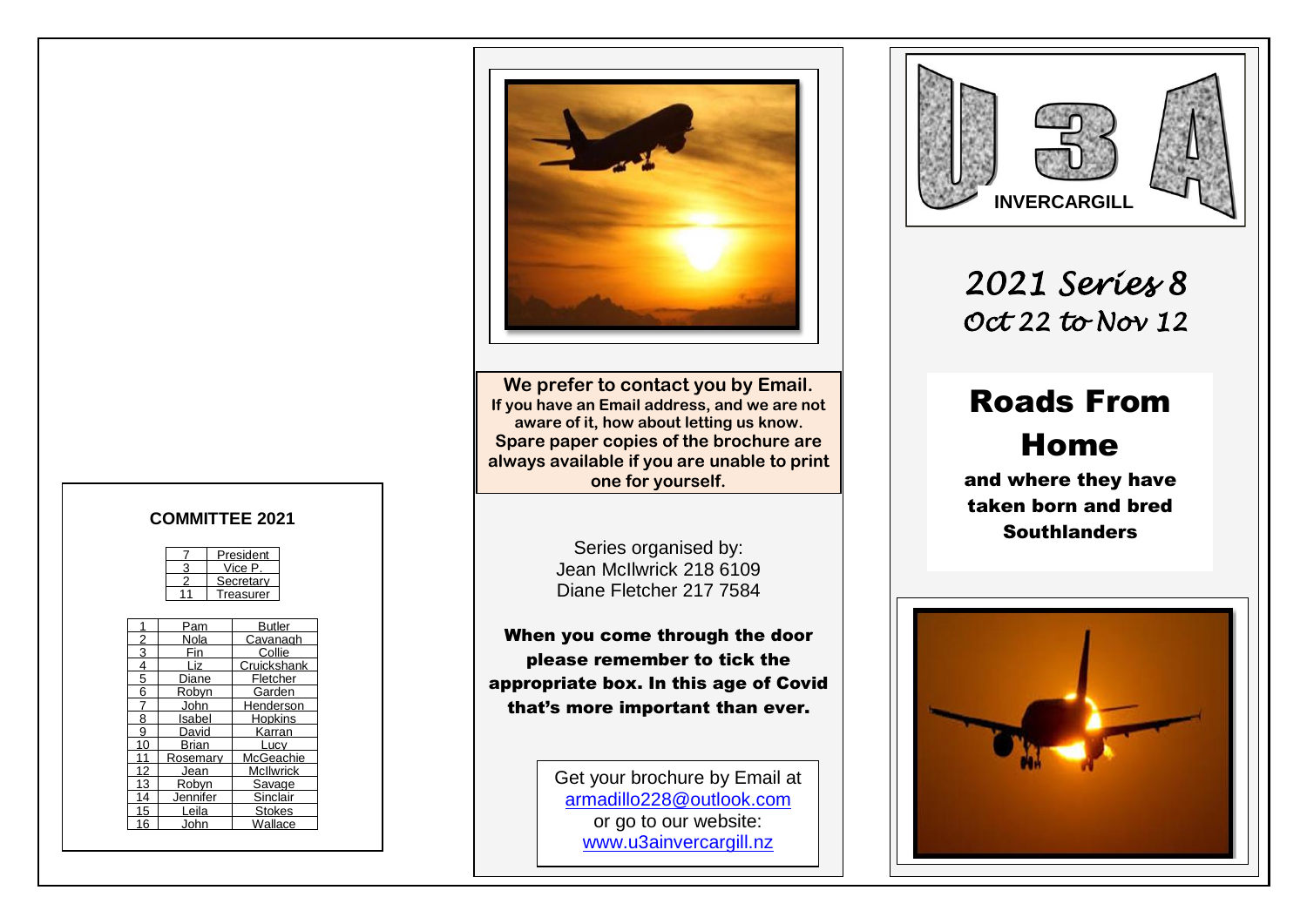## COMMITTEE 2021

| | |
|---|---|
| 7 | President |
| 3 | Vice P. |
| 2 | Secretary |
| 11 | Treasurer |

| | | |
|---|---|---|
| 1 | Pam | Butler |
| 2 | Nola | Cavanagh |
| 3 | Fin | Collie |
| 4 | Liz | Cruickshank |
| 5 | Diane | Fletcher |
| 6 | Robyn | Garden |
| 7 | John | Henderson |
| 8 | Isabel | Hopkins |
| 9 | David | Karran |
| 10 | Brian | Lucy |
| 11 | Rosemary | McGeachie |
| 12 | Jean | McIlwrick |
| 13 | Robyn | Savage |
| 14 | Jennifer | Sinclair |
| 15 | Leila | Stokes |
| 16 | John | Wallace |

**We prefer to contact you by Email.**
**If you have an Email address, and we are not aware of it, how about letting us know. Spare paper copies of the brochure are always available if you are unable to print one for yourself.**

Series organised by:
Jean McIlwrick 218 6109
Diane Fletcher 217 7584

**When you come through the door please remember to tick the appropriate box. In this age of Covid that's more important than ever.**

Get your brochure by Email at
armadillo228@outlook.com
or go to our website:
www.u3ainvercargill.nz

# U3A INVERCARGILL

*2021 Series 8*
*Oct 22 to Nov 12*

# Roads From Home

**and where they have taken born and bred Southlanders**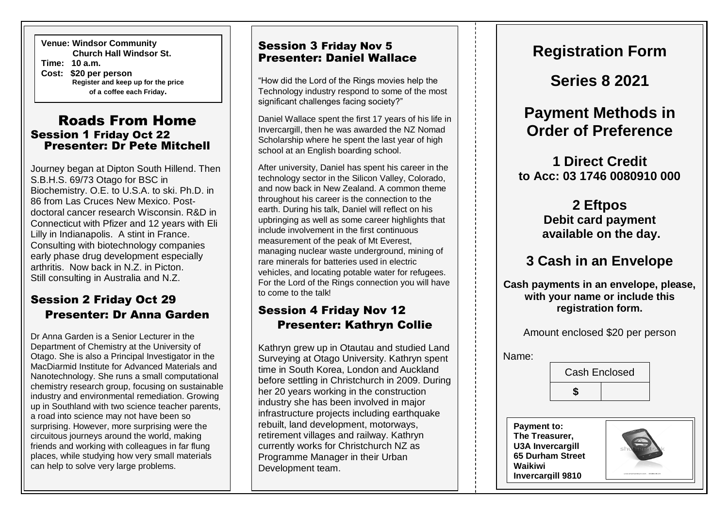**Venue: Windsor Community Church Hall Windsor St.**
**Time: 10 a.m.**
**Cost: $20 per person**
**Register and keep up for the price of a coffee each Friday.**

# Roads From Home

## Session 1 Friday Oct 22
## Presenter: Dr Pete Mitchell

Journey began at Dipton South Hillend. Then S.B.H.S. 69/73 Otago for BSC in Biochemistry. O.E. to U.S.A. to ski. Ph.D. in 86 from Las Cruces New Mexico. Post-doctoral cancer research Wisconsin. R&D in Connecticut with Pfizer and 12 years with Eli Lilly in Indianapolis. A stint in France. Consulting with biotechnology companies early phase drug development especially arthritis. Now back in N.Z. in Picton. Still consulting in Australia and N.Z.

## Session 2 Friday Oct 29
## Presenter: Dr Anna Garden

Dr Anna Garden is a Senior Lecturer in the Department of Chemistry at the University of Otago. She is also a Principal Investigator in the MacDiarmid Institute for Advanced Materials and Nanotechnology. She runs a small computational chemistry research group, focusing on sustainable industry and environmental remediation. Growing up in Southland with two science teacher parents, a road into science may not have been so surprising. However, more surprising were the circuitous journeys around the world, making friends and working with colleagues in far flung places, while studying how very small materials can help to solve very large problems.

## Session 3 Friday Nov 5
## Presenter: Daniel Wallace

"How did the Lord of the Rings movies help the Technology industry respond to some of the most significant challenges facing society?"

Daniel Wallace spent the first 17 years of his life in Invercargill, then he was awarded the NZ Nomad Scholarship where he spent the last year of high school at an English boarding school.

After university, Daniel has spent his career in the technology sector in the Silicon Valley, Colorado, and now back in New Zealand. A common theme throughout his career is the connection to the earth. During his talk, Daniel will reflect on his upbringing as well as some career highlights that include involvement in the first continuous measurement of the peak of Mt Everest, managing nuclear waste underground, mining of rare minerals for batteries used in electric vehicles, and locating potable water for refugees. For the Lord of the Rings connection you will have to come to the talk!

## Session 4 Friday Nov 12
## Presenter: Kathryn Collie

Kathryn grew up in Otautau and studied Land Surveying at Otago University. Kathryn spent time in South Korea, London and Auckland before settling in Christchurch in 2009. During her 20 years working in the construction industry she has been involved in major infrastructure projects including earthquake rebuilt, land development, motorways, retirement villages and railway. Kathryn currently works for Christchurch NZ as Programme Manager in their Urban Development team.

# Registration Form

# Series 8 2021

# Payment Methods in Order of Preference

## 1 Direct Credit to Acc: 03 1746 0080910 000

## 2 Eftpos

**Debit card payment available on the day.**

## 3 Cash in an Envelope

**Cash payments in an envelope, please, with your name or include this registration form.**

Amount enclosed $20 per person

Name:

| Cash Enclosed | |
|---|---|
| $ | |

**Payment to:**
**The Treasurer,**
**U3A Invercargill**
**65 Durham Street**
**Waikiwi**
**Invercargill 9810**